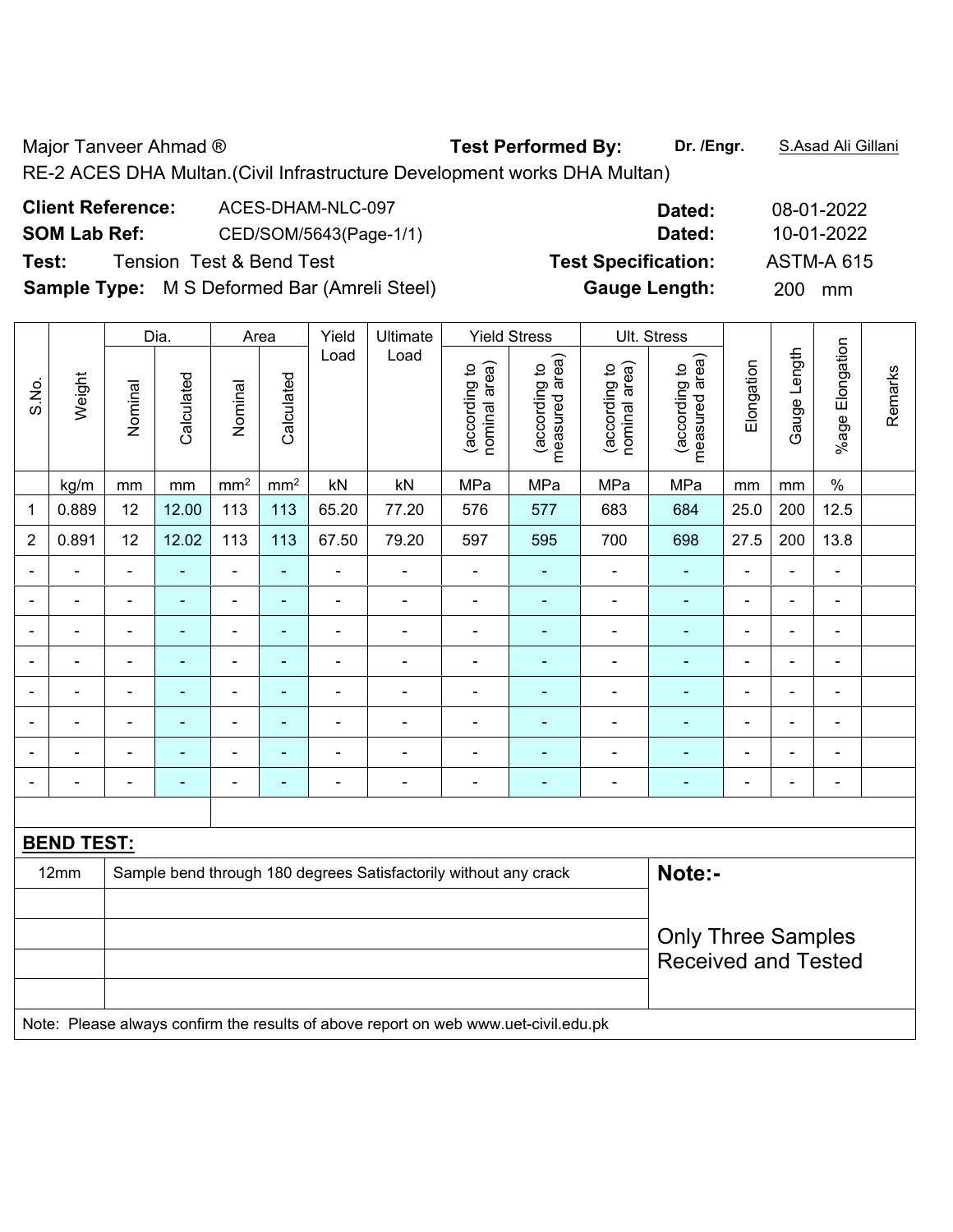Major Tanveer Ahmad ® **Test Performed By:** **Dr. /Engr.** S.Asad Ali Gillani

RE-2 ACES DHA Multan.(Civil Infrastructure Development works DHA Multan)

| | | | |
|---|---|---|---|
| **Client Reference:** | ACES-DHAM-NLC-097 | **Dated:** | 08-01-2022 |
| **SOM Lab Ref:** | CED/SOM/5643(Page-1/1) | **Dated:** | 10-01-2022 |
| **Test:** | Tension Test & Bend Test | **Test Specification:** | ASTM-A 615 |
| **Sample Type:** | M S Deformed Bar (Amreli Steel) | **Gauge Length:** | 200 mm |

| S.No. | Weight | Dia. | | Area | | Yield Load | Ultimate Load | Yield Stress | | Ult. Stress | | Elongation | Gauge Length | %age Elongation | Remarks |
|---|---|---|---|---|---|---|---|---|---|---|---|---|---|---|---|
| | | Nominal | Calculated | Nominal | Calculated | | | (according to nominal area) | (according to measured area) | (according to nominal area) | (according to measured area) | | | | |
| | kg/m | mm | mm | mm² | mm² | kN | kN | MPa | MPa | MPa | MPa | mm | mm | % | |
| 1 | 0.889 | 12 | 12.00 | 113 | 113 | 65.20 | 77.20 | 576 | 577 | 683 | 684 | 25.0 | 200 | 12.5 | |
| 2 | 0.891 | 12 | 12.02 | 113 | 113 | 67.50 | 79.20 | 597 | 595 | 700 | 698 | 27.5 | 200 | 13.8 | |
| - | - | - | - | - | - | - | - | - | - | - | - | - | - | - | |
| - | - | - | - | - | - | - | - | - | - | - | - | - | - | - | |
| - | - | - | - | - | - | - | - | - | - | - | - | - | - | - | |
| - | - | - | - | - | - | - | - | - | - | - | - | - | - | - | |
| - | - | - | - | - | - | - | - | - | - | - | - | - | - | - | |
| - | - | - | - | - | - | - | - | - | - | - | - | - | - | - | |
| - | - | - | - | - | - | - | - | - | - | - | - | - | - | - | |
| - | - | - | - | - | - | - | - | - | - | - | - | - | - | - | |

**BEND TEST:**

| | | |
|---|---|---|
| 12mm | Sample bend through 180 degrees Satisfactorily without any crack | **Note:-** |
| | | Only Three Samples Received and Tested |

Note: Please always confirm the results of above report on web www.uet-civil.edu.pk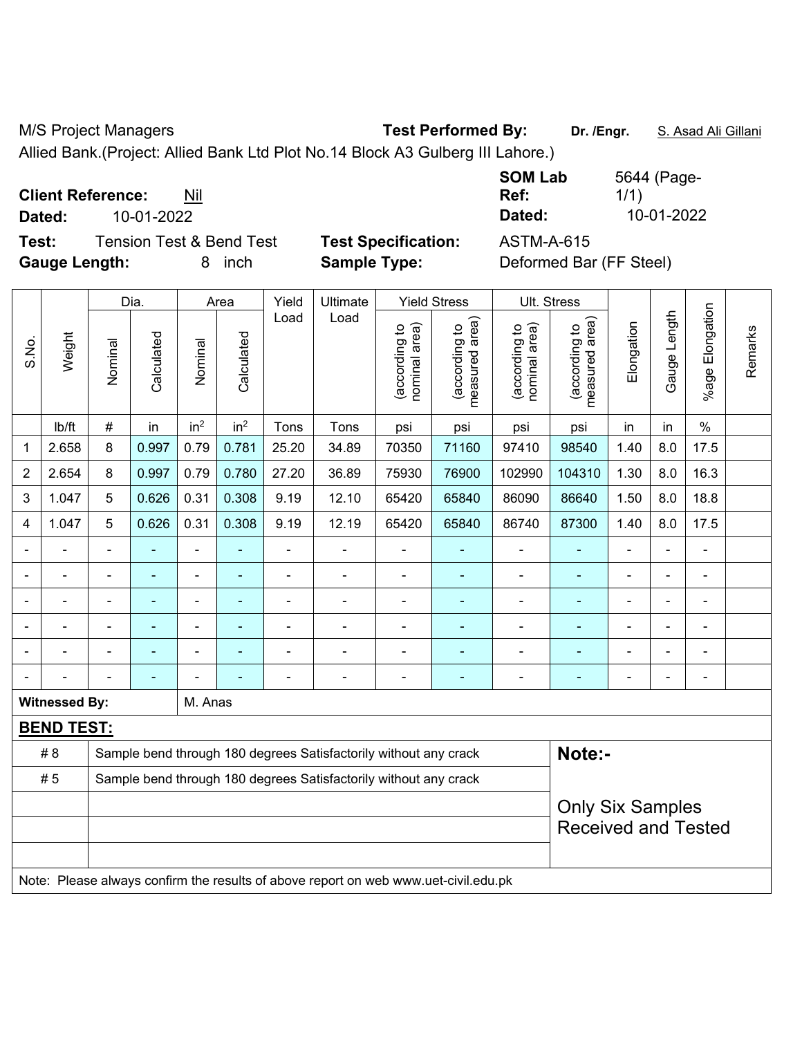M/S Project Managers **Test Performed By:** **Dr. /Engr.** S. Asad Ali Gillani

Allied Bank.(Project: Allied Bank Ltd Plot No.14 Block A3 Gulberg III Lahore.)

**Client Reference:** Nil

**Dated:** 10-01-2022

**SOM Lab Ref:** 5644 (Page-1/1)

**Dated:** 10-01-2022

**Test:** Tension Test & Bend Test **Test Specification:** ASTM-A-615

**Gauge Length:** 8 inch **Sample Type:** Deformed Bar (FF Steel)

| S.No. | Weight | Dia. | | Area | | Yield Load | Ultimate Load | Yield Stress | | Ult. Stress | | Elongation | Gauge Length | %age Elongation | Remarks |
|---|---|---|---|---|---|---|---|---|---|---|---|---|---|---|---|
| | | Nominal | Calculated | Nominal | Calculated | | | (according to nominal area) | (according to measured area) | (according to nominal area) | (according to measured area) | | | | |
| | lb/ft | # | in | $in^2$ | $in^2$ | Tons | Tons | psi | psi | psi | psi | in | in | % | |
| 1 | 2.658 | 8 | 0.997 | 0.79 | 0.781 | 25.20 | 34.89 | 70350 | 71160 | 97410 | 98540 | 1.40 | 8.0 | 17.5 | |
| 2 | 2.654 | 8 | 0.997 | 0.79 | 0.780 | 27.20 | 36.89 | 75930 | 76900 | 102990 | 104310 | 1.30 | 8.0 | 16.3 | |
| 3 | 1.047 | 5 | 0.626 | 0.31 | 0.308 | 9.19 | 12.10 | 65420 | 65840 | 86090 | 86640 | 1.50 | 8.0 | 18.8 | |
| 4 | 1.047 | 5 | 0.626 | 0.31 | 0.308 | 9.19 | 12.19 | 65420 | 65840 | 86740 | 87300 | 1.40 | 8.0 | 17.5 | |
| - | - | - | - | - | - | - | - | - | - | - | - | - | - | - | |
| - | - | - | - | - | - | - | - | - | - | - | - | - | - | - | |
| - | - | - | - | - | - | - | - | - | - | - | - | - | - | - | |
| - | - | - | - | - | - | - | - | - | - | - | - | - | - | - | |
| - | - | - | - | - | - | - | - | - | - | - | - | - | - | - | |
| - | - | - | - | - | - | - | - | - | - | - | - | - | - | - | |

**Witnessed By:** M. Anas

**BEND TEST:**

| | | |
|---|---|---|
| # 8 | Sample bend through 180 degrees Satisfactorily without any crack | **Note:-** |
| # 5 | Sample bend through 180 degrees Satisfactorily without any crack | Only Six Samples Received and Tested |

Note: Please always confirm the results of above report on web www.uet-civil.edu.pk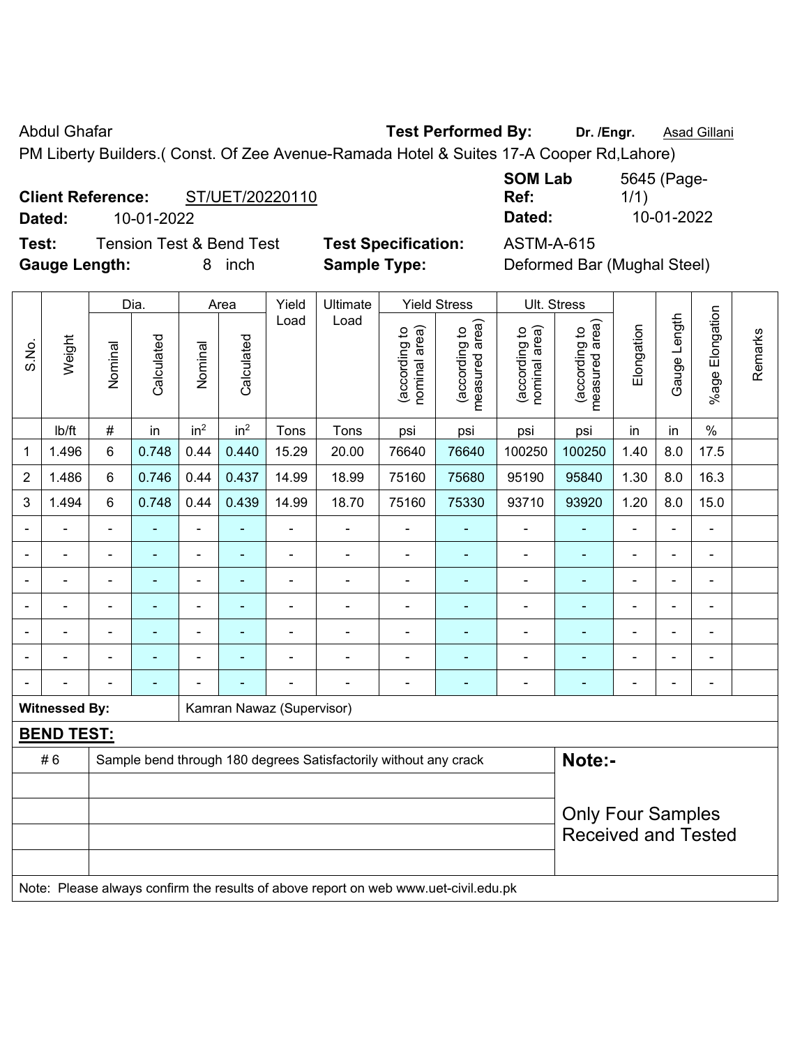Abdul Ghafar **Test Performed By:** **Dr. /Engr.** Asad Gillani

PM Liberty Builders.( Const. Of Zee Avenue-Ramada Hotel & Suites 17-A Cooper Rd,Lahore)

**Client Reference:** ST/UET/20220110 **SOM Lab Ref:** 5645 (Page-1/1)

**Dated:** 10-01-2022 **Dated:** 10-01-2022

**Test:** Tension Test & Bend Test **Test Specification:** ASTM-A-615

**Gauge Length:** 8 inch **Sample Type:** Deformed Bar (Mughal Steel)

| S.No. | Weight | Dia. | | Area | | Yield Load | Ultimate Load | Yield Stress | | Ult. Stress | | Elongation | Gauge Length | %age Elongation | Remarks |
|---|---|---|---|---|---|---|---|---|---|---|---|---|---|---|---|
| | | Nominal | Calculated | Nominal | Calculated | | | (according to nominal area) | (according to measured area) | (according to nominal area) | (according to measured area) | | | | |
| | lb/ft | # | in | in$^2$ | in$^2$ | Tons | Tons | psi | psi | psi | psi | in | in | % | |
| 1 | 1.496 | 6 | 0.748 | 0.44 | 0.440 | 15.29 | 20.00 | 76640 | 76640 | 100250 | 100250 | 1.40 | 8.0 | 17.5 | |
| 2 | 1.486 | 6 | 0.746 | 0.44 | 0.437 | 14.99 | 18.99 | 75160 | 75680 | 95190 | 95840 | 1.30 | 8.0 | 16.3 | |
| 3 | 1.494 | 6 | 0.748 | 0.44 | 0.439 | 14.99 | 18.70 | 75160 | 75330 | 93710 | 93920 | 1.20 | 8.0 | 15.0 | |
| - | - | - | - | - | - | - | - | - | - | - | - | - | - | - | |
| - | - | - | - | - | - | - | - | - | - | - | - | - | - | - | |
| - | - | - | - | - | - | - | - | - | - | - | - | - | - | - | |
| - | - | - | - | - | - | - | - | - | - | - | - | - | - | - | |
| - | - | - | - | - | - | - | - | - | - | - | - | - | - | - | |
| - | - | - | - | - | - | - | - | - | - | - | - | - | - | - | |
| - | - | - | - | - | - | - | - | - | - | - | - | - | - | - | |

**Witnessed By:** Kamran Nawaz (Supervisor)

**BEND TEST:**

| | | |
|---|---|---|
| # 6 | Sample bend through 180 degrees Satisfactorily without any crack | **Note:-** Only Four Samples Received and Tested |

Note: Please always confirm the results of above report on web www.uet-civil.edu.pk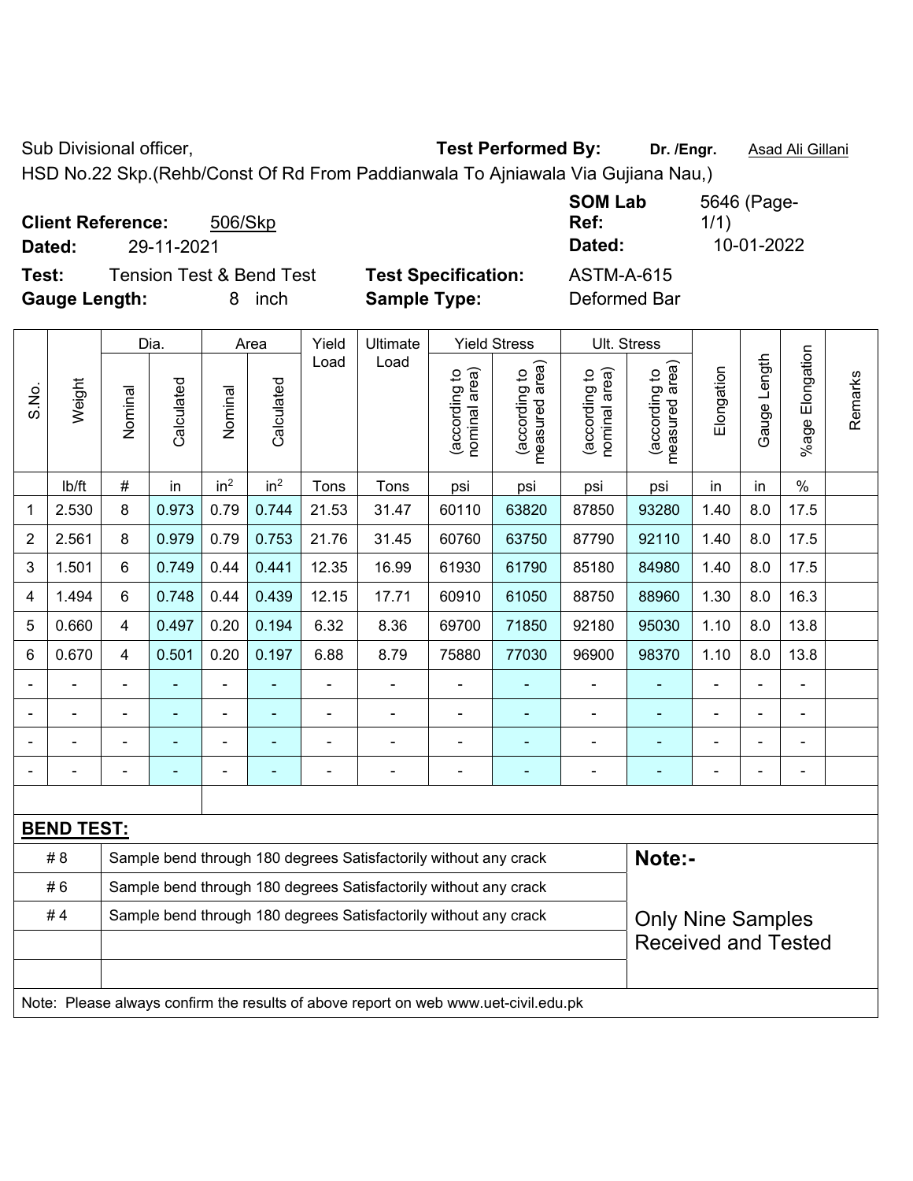Sub Divisional officer,

HSD No.22 Skp.(Rehb/Const Of Rd From Paddianwala To Ajniawala Via Gujiana Nau,)

**Test Performed By:** **Dr. /Engr.** Asad Ali Gillani

**Client Reference:** 506/Skp

**Dated:** 29-11-2021

**SOM Lab Ref:** 5646 (Page-1/1)

**Dated:** 10-01-2022

**Test:** Tension Test & Bend Test

**Gauge Length:** 8 inch

**Test Specification:** ASTM-A-615

**Sample Type:** Deformed Bar

| S.No. | Weight | Dia. | | Area | | Yield Load | Ultimate Load | Yield Stress | | Ult. Stress | | Elongation | Gauge Length | %age Elongation | Remarks |
|---|---|---|---|---|---|---|---|---|---|---|---|---|---|---|---|
| | | Nominal | Calculated | Nominal | Calculated | | | (according to nominal area) | (according to measured area) | (according to nominal area) | (according to measured area) | | | | |
| | lb/ft | # | in | $in^2$ | $in^2$ | Tons | Tons | psi | psi | psi | psi | in | in | % | |
| 1 | 2.530 | 8 | 0.973 | 0.79 | 0.744 | 21.53 | 31.47 | 60110 | 63820 | 87850 | 93280 | 1.40 | 8.0 | 17.5 | |
| 2 | 2.561 | 8 | 0.979 | 0.79 | 0.753 | 21.76 | 31.45 | 60760 | 63750 | 87790 | 92110 | 1.40 | 8.0 | 17.5 | |
| 3 | 1.501 | 6 | 0.749 | 0.44 | 0.441 | 12.35 | 16.99 | 61930 | 61790 | 85180 | 84980 | 1.40 | 8.0 | 17.5 | |
| 4 | 1.494 | 6 | 0.748 | 0.44 | 0.439 | 12.15 | 17.71 | 60910 | 61050 | 88750 | 88960 | 1.30 | 8.0 | 16.3 | |
| 5 | 0.660 | 4 | 0.497 | 0.20 | 0.194 | 6.32 | 8.36 | 69700 | 71850 | 92180 | 95030 | 1.10 | 8.0 | 13.8 | |
| 6 | 0.670 | 4 | 0.501 | 0.20 | 0.197 | 6.88 | 8.79 | 75880 | 77030 | 96900 | 98370 | 1.10 | 8.0 | 13.8 | |
| - | - | - | - | - | - | - | - | - | - | - | - | - | - | - | |
| - | - | - | - | - | - | - | - | - | - | - | - | - | - | - | |
| - | - | - | - | - | - | - | - | - | - | - | - | - | - | - | |
| - | - | - | - | - | - | - | - | - | - | - | - | - | - | - | |

**BEND TEST:**

| | | |
|---|---|---|
| # 8 | Sample bend through 180 degrees Satisfactorily without any crack | **Note:-** |
| # 6 | Sample bend through 180 degrees Satisfactorily without any crack | |
| # 4 | Sample bend through 180 degrees Satisfactorily without any crack | Only Nine Samples Received and Tested |

Note: Please always confirm the results of above report on web www.uet-civil.edu.pk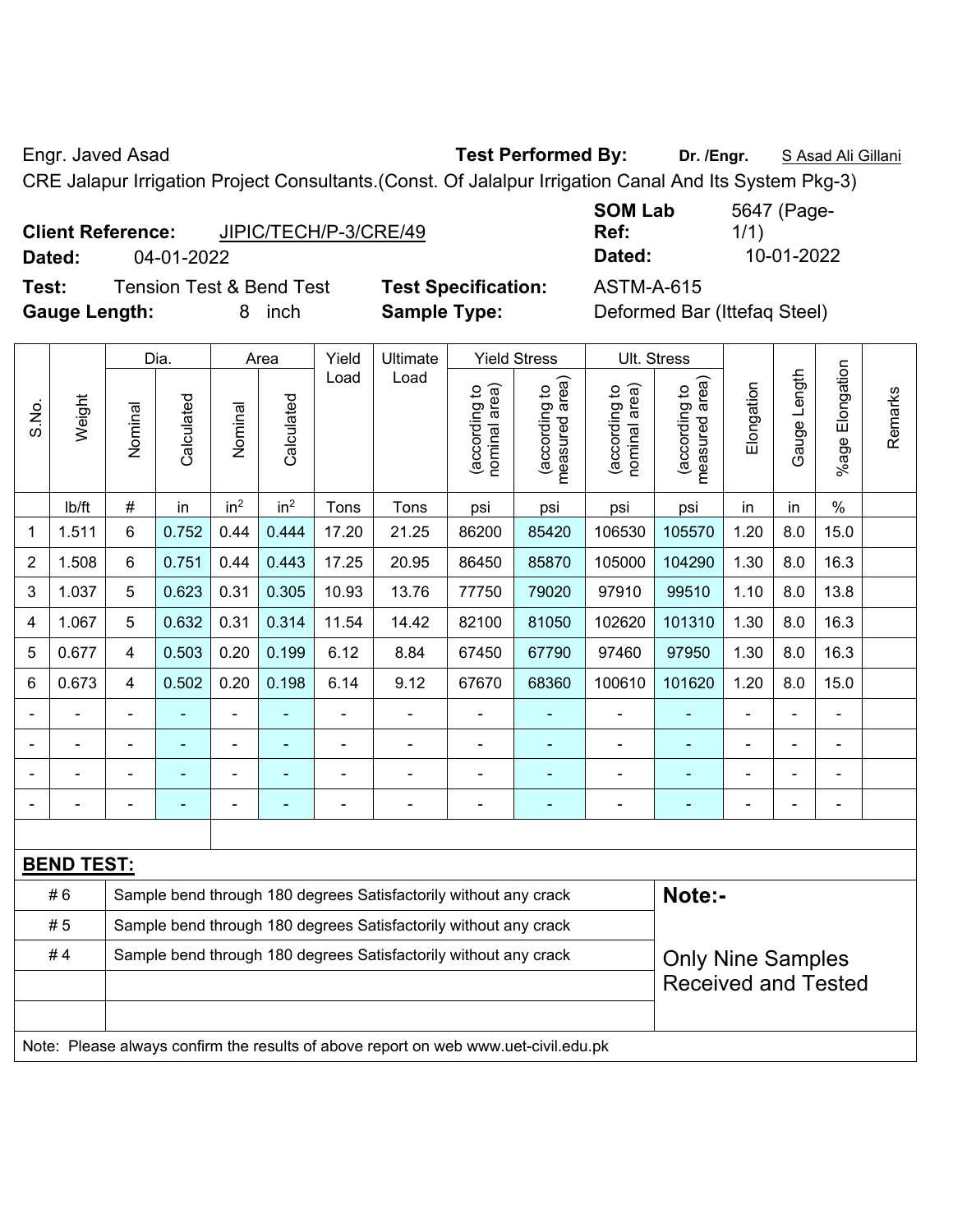Engr. Javed Asad **Test Performed By:** **Dr. /Engr.** S Asad Ali Gillani

CRE Jalapur Irrigation Project Consultants.(Const. Of Jalalpur Irrigation Canal And Its System Pkg-3)

**Client Reference:** JIPIC/TECH/P-3/CRE/49 **SOM Lab Ref:** 5647 (Page-1/1)

**Dated:** 04-01-2022 **Dated:** 10-01-2022

**Test:** Tension Test & Bend Test **Test Specification:** ASTM-A-615

**Gauge Length:** 8 inch **Sample Type:** Deformed Bar (Ittefaq Steel)

| S.No. | Weight | Dia. | | Area | | Yield Load | Ultimate Load | Yield Stress | | Ult. Stress | | Elongation | Gauge Length | %age Elongation | Remarks |
|---|---|---|---|---|---|---|---|---|---|---|---|---|---|---|---|
| | | Nominal | Calculated | Nominal | Calculated | | | (according to nominal area) | (according to measured area) | (according to nominal area) | (according to measured area) | | | | |
| | lb/ft | # | in | in$^2$ | in$^2$ | Tons | Tons | psi | psi | psi | psi | in | in | % | |
| 1 | 1.511 | 6 | 0.752 | 0.44 | 0.444 | 17.20 | 21.25 | 86200 | 85420 | 106530 | 105570 | 1.20 | 8.0 | 15.0 | |
| 2 | 1.508 | 6 | 0.751 | 0.44 | 0.443 | 17.25 | 20.95 | 86450 | 85870 | 105000 | 104290 | 1.30 | 8.0 | 16.3 | |
| 3 | 1.037 | 5 | 0.623 | 0.31 | 0.305 | 10.93 | 13.76 | 77750 | 79020 | 97910 | 99510 | 1.10 | 8.0 | 13.8 | |
| 4 | 1.067 | 5 | 0.632 | 0.31 | 0.314 | 11.54 | 14.42 | 82100 | 81050 | 102620 | 101310 | 1.30 | 8.0 | 16.3 | |
| 5 | 0.677 | 4 | 0.503 | 0.20 | 0.199 | 6.12 | 8.84 | 67450 | 67790 | 97460 | 97950 | 1.30 | 8.0 | 16.3 | |
| 6 | 0.673 | 4 | 0.502 | 0.20 | 0.198 | 6.14 | 9.12 | 67670 | 68360 | 100610 | 101620 | 1.20 | 8.0 | 15.0 | |
| - | - | - | - | - | - | - | - | - | - | - | - | - | - | - | |
| - | - | - | - | - | - | - | - | - | - | - | - | - | - | - | |
| - | - | - | - | - | - | - | - | - | - | - | - | - | - | - | |
| - | - | - | - | - | - | - | - | - | - | - | - | - | - | - | |

**BEND TEST:**

| | | |
|---|---|---|
| # 6 | Sample bend through 180 degrees Satisfactorily without any crack | **Note:-** |
| # 5 | Sample bend through 180 degrees Satisfactorily without any crack | |
| # 4 | Sample bend through 180 degrees Satisfactorily without any crack | Only Nine Samples Received and Tested |

Note: Please always confirm the results of above report on web www.uet-civil.edu.pk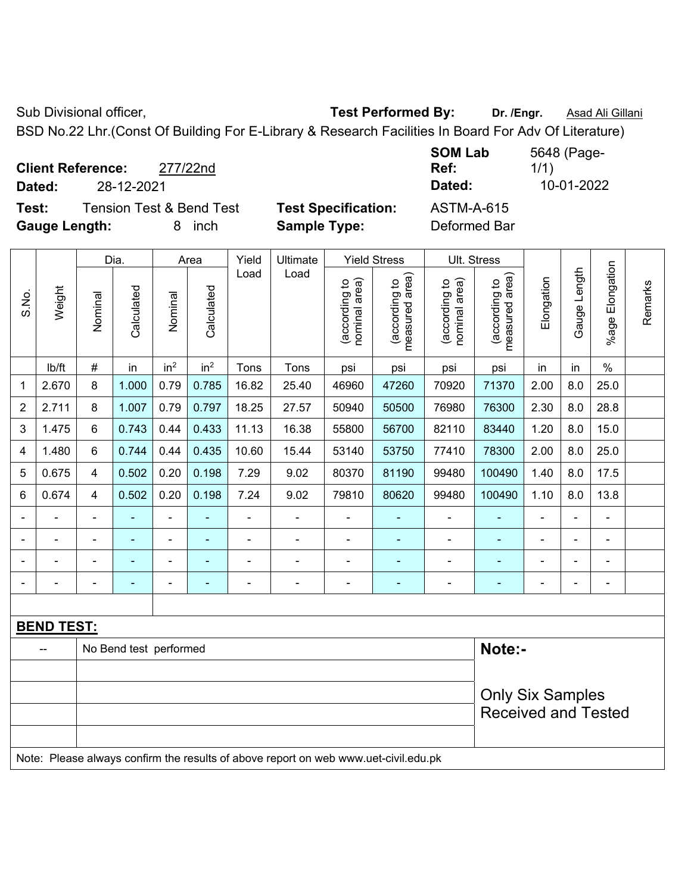Sub Divisional officer, **Test Performed By:** **Dr. /Engr.** Asad Ali Gillani

BSD No.22 Lhr.(Const Of Building For E-Library & Research Facilities In Board For Adv Of Literature)

**Client Reference:** 277/22nd **SOM Lab Ref:** 5648 (Page-1/1)

**Dated:** 28-12-2021 **Dated:** 10-01-2022

**Test:** Tension Test & Bend Test **Test Specification:** ASTM-A-615

**Gauge Length:** 8 inch **Sample Type:** Deformed Bar

| S.No. | Weight | Dia. | | Area | | Yield Load | Ultimate Load | Yield Stress | | Ult. Stress | | Elongation | Gauge Length | %age Elongation | Remarks |
|---|---|---|---|---|---|---|---|---|---|---|---|---|---|---|---|
| | | Nominal | Calculated | Nominal | Calculated | | | (according to nominal area) | (according to measured area) | (according to nominal area) | (according to measured area) | | | | |
| | lb/ft | # | in | $in^2$ | $in^2$ | Tons | Tons | psi | psi | psi | psi | in | in | % | |
| 1 | 2.670 | 8 | 1.000 | 0.79 | 0.785 | 16.82 | 25.40 | 46960 | 47260 | 70920 | 71370 | 2.00 | 8.0 | 25.0 | |
| 2 | 2.711 | 8 | 1.007 | 0.79 | 0.797 | 18.25 | 27.57 | 50940 | 50500 | 76980 | 76300 | 2.30 | 8.0 | 28.8 | |
| 3 | 1.475 | 6 | 0.743 | 0.44 | 0.433 | 11.13 | 16.38 | 55800 | 56700 | 82110 | 83440 | 1.20 | 8.0 | 15.0 | |
| 4 | 1.480 | 6 | 0.744 | 0.44 | 0.435 | 10.60 | 15.44 | 53140 | 53750 | 77410 | 78300 | 2.00 | 8.0 | 25.0 | |
| 5 | 0.675 | 4 | 0.502 | 0.20 | 0.198 | 7.29 | 9.02 | 80370 | 81190 | 99480 | 100490 | 1.40 | 8.0 | 17.5 | |
| 6 | 0.674 | 4 | 0.502 | 0.20 | 0.198 | 7.24 | 9.02 | 79810 | 80620 | 99480 | 100490 | 1.10 | 8.0 | 13.8 | |
| - | - | - | - | - | - | - | - | - | - | - | - | - | - | - | |
| - | - | - | - | - | - | - | - | - | - | - | - | - | - | - | |
| - | - | - | - | - | - | - | - | - | - | - | - | - | - | - | |
| - | - | - | - | - | - | - | - | - | - | - | - | - | - | - | |

**BEND TEST:**

| -- | No Bend test performed | **Note:-** |
|---|---|---|
| | | Only Six Samples Received and Tested |

Note: Please always confirm the results of above report on web www.uet-civil.edu.pk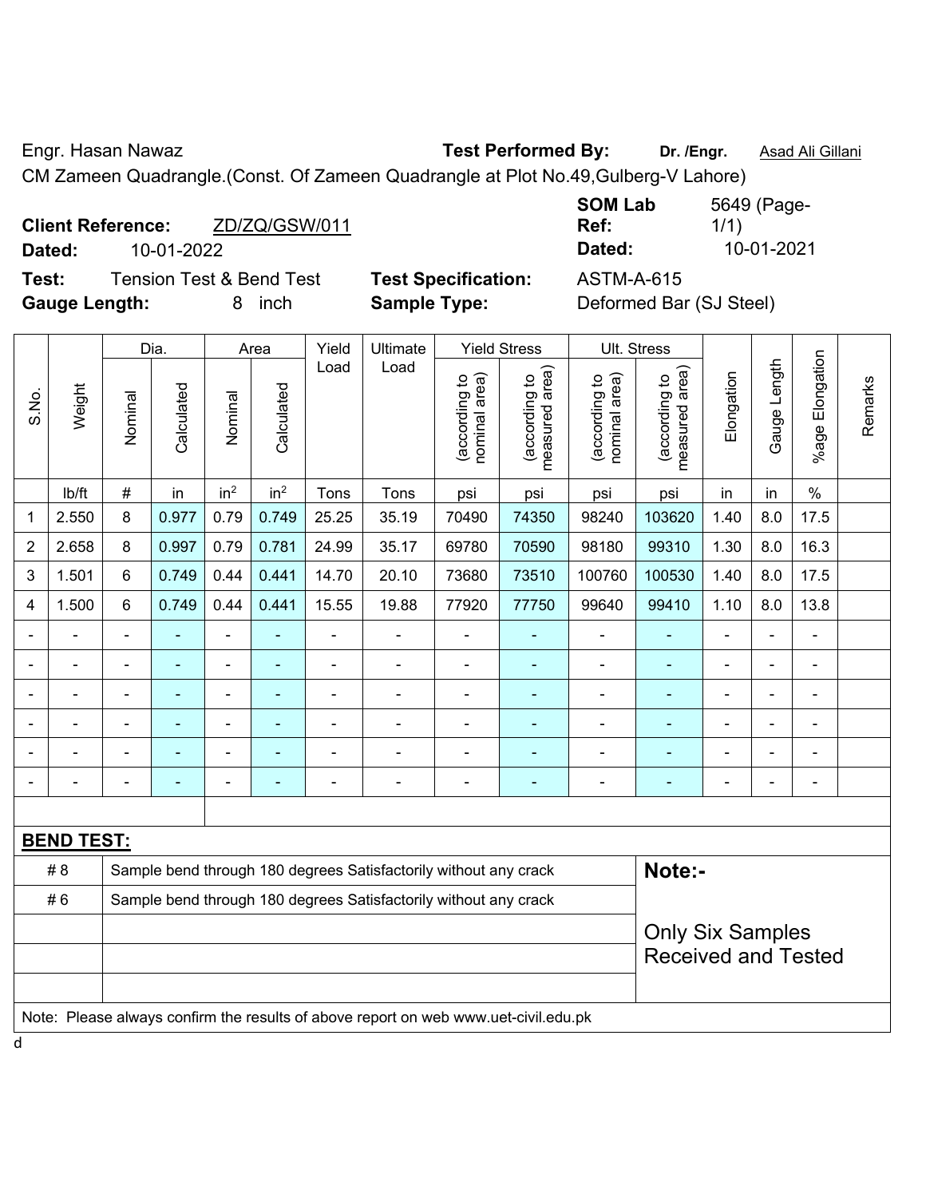Engr. Hasan Nawaz **Test Performed By:** **Dr. /Engr.** Asad Ali Gillani

CM Zameen Quadrangle.(Const. Of Zameen Quadrangle at Plot No.49,Gulberg-V Lahore)

**Client Reference:** ZD/ZQ/GSW/011 **SOM Lab Ref:** 5649 (Page-1/1)

**Dated:** 10-01-2022 **Dated:** 10-01-2021

**Test:** Tension Test & Bend Test **Test Specification:** ASTM-A-615

**Gauge Length:** 8 inch **Sample Type:** Deformed Bar (SJ Steel)

| S.No. | Weight | Dia. | | Area | | Yield Load | Ultimate Load | Yield Stress | | Ult. Stress | | Elongation | Gauge Length | %age Elongation | Remarks |
|---|---|---|---|---|---|---|---|---|---|---|---|---|---|---|---|
| | | Nominal | Calculated | Nominal | Calculated | | | (according to nominal area) | (according to measured area) | (according to nominal area) | (according to measured area) | | | | |
| | lb/ft | # | in | $in^2$ | $in^2$ | Tons | Tons | psi | psi | psi | psi | in | in | % | |
| 1 | 2.550 | 8 | 0.977 | 0.79 | 0.749 | 25.25 | 35.19 | 70490 | 74350 | 98240 | 103620 | 1.40 | 8.0 | 17.5 | |
| 2 | 2.658 | 8 | 0.997 | 0.79 | 0.781 | 24.99 | 35.17 | 69780 | 70590 | 98180 | 99310 | 1.30 | 8.0 | 16.3 | |
| 3 | 1.501 | 6 | 0.749 | 0.44 | 0.441 | 14.70 | 20.10 | 73680 | 73510 | 100760 | 100530 | 1.40 | 8.0 | 17.5 | |
| 4 | 1.500 | 6 | 0.749 | 0.44 | 0.441 | 15.55 | 19.88 | 77920 | 77750 | 99640 | 99410 | 1.10 | 8.0 | 13.8 | |
| - | - | - | - | - | - | - | - | - | - | - | - | - | - | - | |
| - | - | - | - | - | - | - | - | - | - | - | - | - | - | - | |
| - | - | - | - | - | - | - | - | - | - | - | - | - | - | - | |
| - | - | - | - | - | - | - | - | - | - | - | - | - | - | - | |
| - | - | - | - | - | - | - | - | - | - | - | - | - | - | - | |
| - | - | - | - | - | - | - | - | - | - | - | - | - | - | - | |

**BEND TEST:**

| | | |
|---|---|---|
| # 8 | Sample bend through 180 degrees Satisfactorily without any crack | **Note:-** |
| # 6 | Sample bend through 180 degrees Satisfactorily without any crack | Only Six Samples Received and Tested |

Note: Please always confirm the results of above report on web www.uet-civil.edu.pk

d